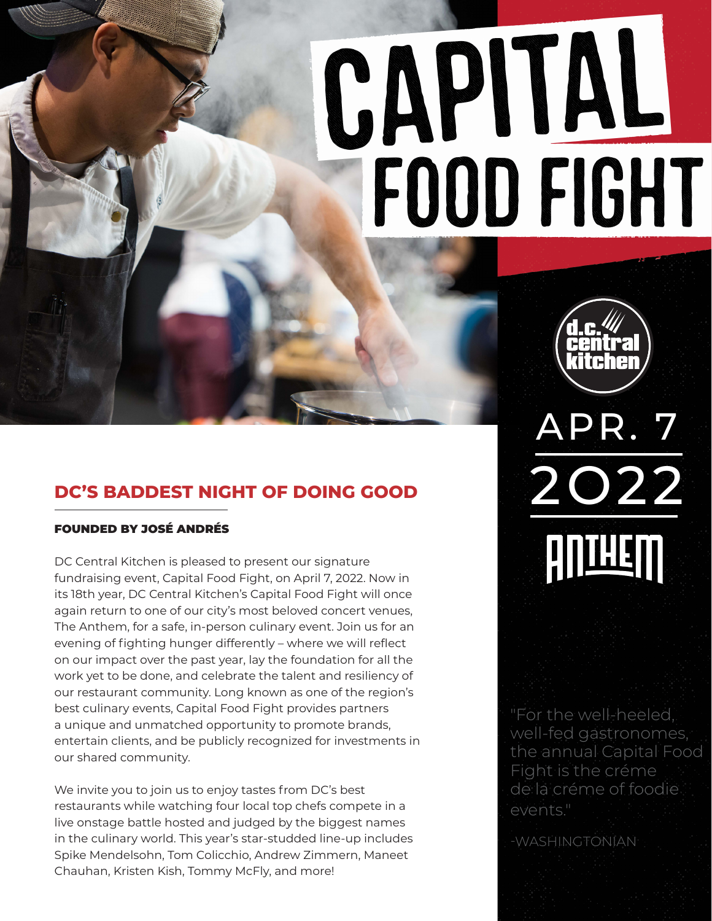# CAPITAL FOOD FIGHT

d.c. central kitchen

APR. 7 2022

ANTHEM

## DC'S BADDEST NIGHT OF DOING GOOD

#### FOUNDED BY JOSÉ ANDRÉS

DC Central Kitchen is pleased to present our signature fundraising event, Capital Food Fight, on April 7, 2022. Now in its 18th year, DC Central Kitchen's Capital Food Fight will once again return to one of our city's most beloved concert venues, The Anthem, for a safe, in-person culinary event. Join us for an evening of fighting hunger differently – where we will reflect on our impact over the past year, lay the foundation for all the work yet to be done, and celebrate the talent and resiliency of our restaurant community. Long known as one of the region's best culinary events, Capital Food Fight provides partners a unique and unmatched opportunity to promote brands, entertain clients, and be publicly recognized for investments in our shared community.

We invite you to join us to enjoy tastes from DC's best restaurants while watching four local top chefs compete in a live onstage battle hosted and judged by the biggest names in the culinary world. This year's star-studded line-up includes Spike Mendelsohn, Tom Colicchio, Andrew Zimmern, Maneet Chauhan, Kristen Kish, Tommy McFly, and more!

"For the well-heeled, well-fed gastronomes, the annual Capital Food Fight is the créme de la créme of foodie events."

-WASHINGTONIAN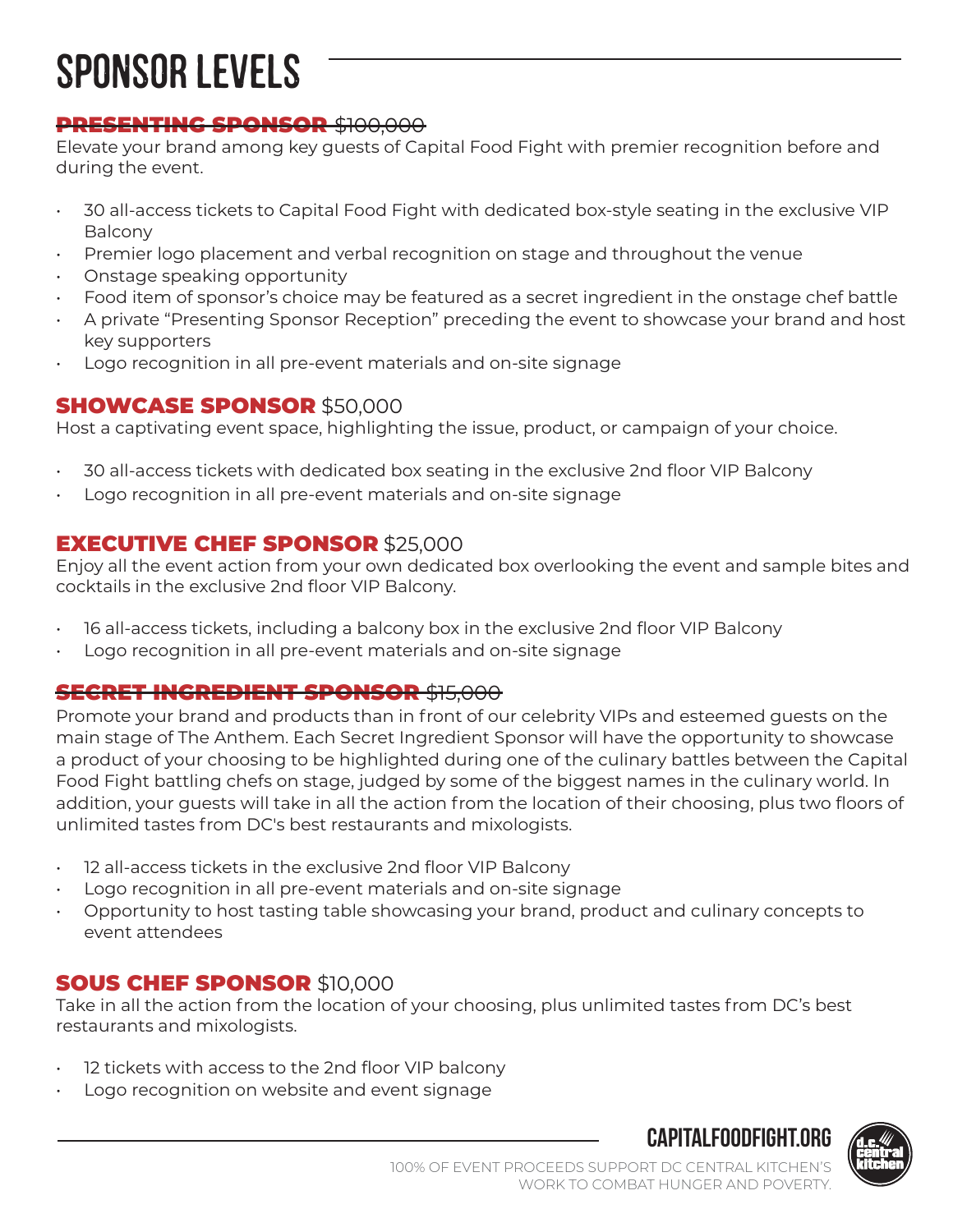# SPONSOR LEVELS

### ~~PRESENTING SPONSOR $100,000~~

Elevate your brand among key guests of Capital Food Fight with premier recognition before and during the event.

- 30 all-access tickets to Capital Food Fight with dedicated box-style seating in the exclusive VIP Balcony
- Premier logo placement and verbal recognition on stage and throughout the venue
- Onstage speaking opportunity
- Food item of sponsor's choice may be featured as a secret ingredient in the onstage chef battle
- A private "Presenting Sponsor Reception" preceding the event to showcase your brand and host key supporters
- Logo recognition in all pre-event materials and on-site signage

### SHOWCASE SPONSOR $50,000

Host a captivating event space, highlighting the issue, product, or campaign of your choice.

- 30 all-access tickets with dedicated box seating in the exclusive 2nd floor VIP Balcony
- Logo recognition in all pre-event materials and on-site signage

### EXECUTIVE CHEF SPONSOR $25,000

Enjoy all the event action from your own dedicated box overlooking the event and sample bites and cocktails in the exclusive 2nd floor VIP Balcony.

- 16 all-access tickets, including a balcony box in the exclusive 2nd floor VIP Balcony
- Logo recognition in all pre-event materials and on-site signage

### ~~SECRET INGREDIENT SPONSOR $15,000~~

Promote your brand and products than in front of our celebrity VIPs and esteemed guests on the main stage of The Anthem. Each Secret Ingredient Sponsor will have the opportunity to showcase a product of your choosing to be highlighted during one of the culinary battles between the Capital Food Fight battling chefs on stage, judged by some of the biggest names in the culinary world. In addition, your guests will take in all the action from the location of their choosing, plus two floors of unlimited tastes from DC's best restaurants and mixologists.

- 12 all-access tickets in the exclusive 2nd floor VIP Balcony
- Logo recognition in all pre-event materials and on-site signage
- Opportunity to host tasting table showcasing your brand, product and culinary concepts to event attendees

### SOUS CHEF SPONSOR $10,000

Take in all the action from the location of your choosing, plus unlimited tastes from DC's best restaurants and mixologists.

- 12 tickets with access to the 2nd floor VIP balcony
- Logo recognition on website and event signage

CAPITALFOODFIGHT.ORG

100% OF EVENT PROCEEDS SUPPORT DC CENTRAL KITCHEN'S WORK TO COMBAT HUNGER AND POVERTY.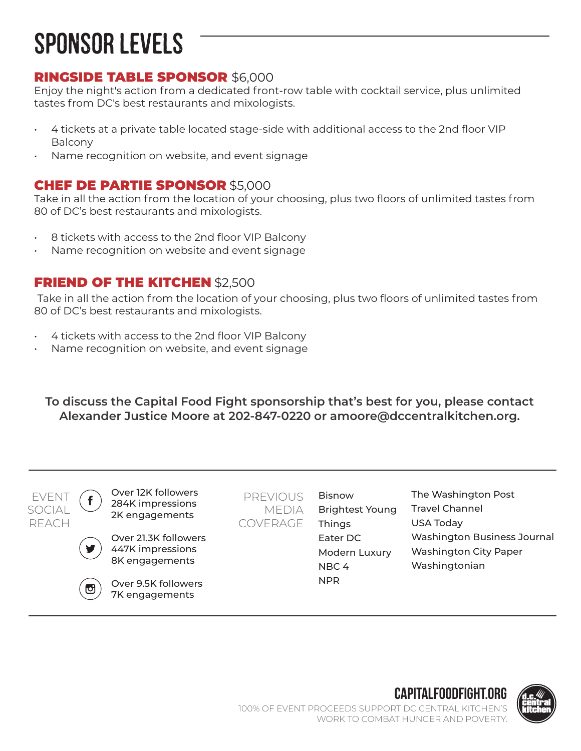# SPONSOR LEVELS

## RINGSIDE TABLE SPONSOR $6,000

Enjoy the night's action from a dedicated front-row table with cocktail service, plus unlimited tastes from DC's best restaurants and mixologists.

- 4 tickets at a private table located stage-side with additional access to the 2nd floor VIP Balcony
- Name recognition on website, and event signage

## CHEF DE PARTIE SPONSOR $5,000

Take in all the action from the location of your choosing, plus two floors of unlimited tastes from 80 of DC's best restaurants and mixologists.

- 8 tickets with access to the 2nd floor VIP Balcony
- Name recognition on website and event signage

## FRIEND OF THE KITCHEN $2,500

Take in all the action from the location of your choosing, plus two floors of unlimited tastes from 80 of DC's best restaurants and mixologists.

- 4 tickets with access to the 2nd floor VIP Balcony
- Name recognition on website, and event signage

**To discuss the Capital Food Fight sponsorship that's best for you, please contact Alexander Justice Moore at 202-847-0220 or amoore@dccentralkitchen.org.**

---

EVENT SOCIAL REACH

Facebook: Over 12K followers, 284K impressions, 2K engagements

Twitter: Over 21.3K followers, 447K impressions, 8K engagements

Instagram: Over 9.5K followers, 7K engagements

PREVIOUS MEDIA COVERAGE

- Bisnow
- Brightest Young Things
- Eater DC
- Modern Luxury
- NBC 4
- NPR
- The Washington Post
- Travel Channel
- USA Today
- Washington Business Journal
- Washington City Paper
- Washingtonian

---

CAPITALFOODFIGHT.ORG

100% OF EVENT PROCEEDS SUPPORT DC CENTRAL KITCHEN'S WORK TO COMBAT HUNGER AND POVERTY.

d.c. central kitchen